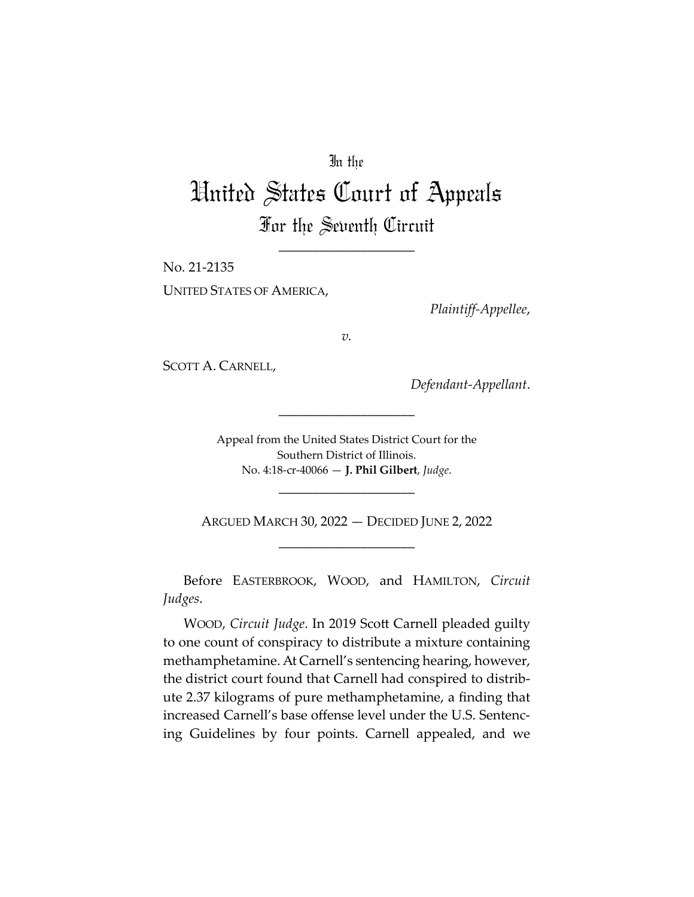In the

# United States Court of Appeals

## For the Seventh Circuit

____________________

No. 21-2135

UNITED STATES OF AMERICA,

*Plaintiff-Appellee*,

*v.*

SCOTT A. CARNELL,

*Defendant-Appellant*.

____________________

Appeal from the United States District Court for the Southern District of Illinois.
No. 4:18-cr-40066 — **J. Phil Gilbert**, *Judge*.

____________________

ARGUED MARCH 30, 2022 — DECIDED JUNE 2, 2022

____________________

Before EASTERBROOK, WOOD, and HAMILTON, *Circuit Judges*.

WOOD, *Circuit Judge*. In 2019 Scott Carnell pleaded guilty to one count of conspiracy to distribute a mixture containing methamphetamine. At Carnell's sentencing hearing, however, the district court found that Carnell had conspired to distribute 2.37 kilograms of pure methamphetamine, a finding that increased Carnell's base offense level under the U.S. Sentencing Guidelines by four points. Carnell appealed, and we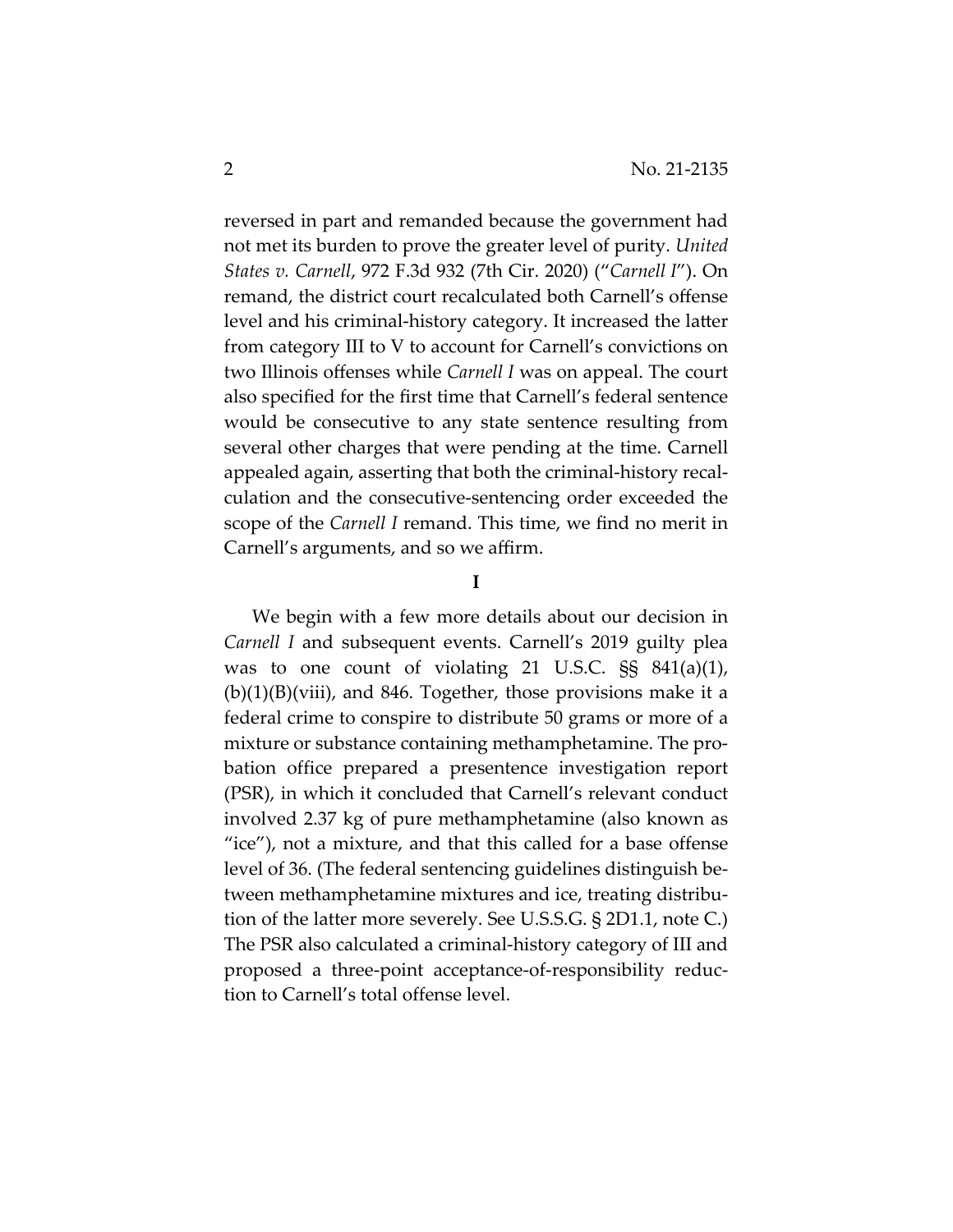reversed in part and remanded because the government had not met its burden to prove the greater level of purity. *United States v. Carnell*, 972 F.3d 932 (7th Cir. 2020) ("*Carnell I*"). On remand, the district court recalculated both Carnell's offense level and his criminal-history category. It increased the latter from category III to V to account for Carnell's convictions on two Illinois offenses while *Carnell I* was on appeal. The court also specified for the first time that Carnell's federal sentence would be consecutive to any state sentence resulting from several other charges that were pending at the time. Carnell appealed again, asserting that both the criminal-history recalculation and the consecutive-sentencing order exceeded the scope of the *Carnell I* remand. This time, we find no merit in Carnell's arguments, and so we affirm.

## I

We begin with a few more details about our decision in *Carnell I* and subsequent events. Carnell's 2019 guilty plea was to one count of violating 21 U.S.C. §§ 841(a)(1), (b)(1)(B)(viii), and 846. Together, those provisions make it a federal crime to conspire to distribute 50 grams or more of a mixture or substance containing methamphetamine. The probation office prepared a presentence investigation report (PSR), in which it concluded that Carnell's relevant conduct involved 2.37 kg of pure methamphetamine (also known as "ice"), not a mixture, and that this called for a base offense level of 36. (The federal sentencing guidelines distinguish between methamphetamine mixtures and ice, treating distribution of the latter more severely. See U.S.S.G. § 2D1.1, note C.) The PSR also calculated a criminal-history category of III and proposed a three-point acceptance-of-responsibility reduction to Carnell's total offense level.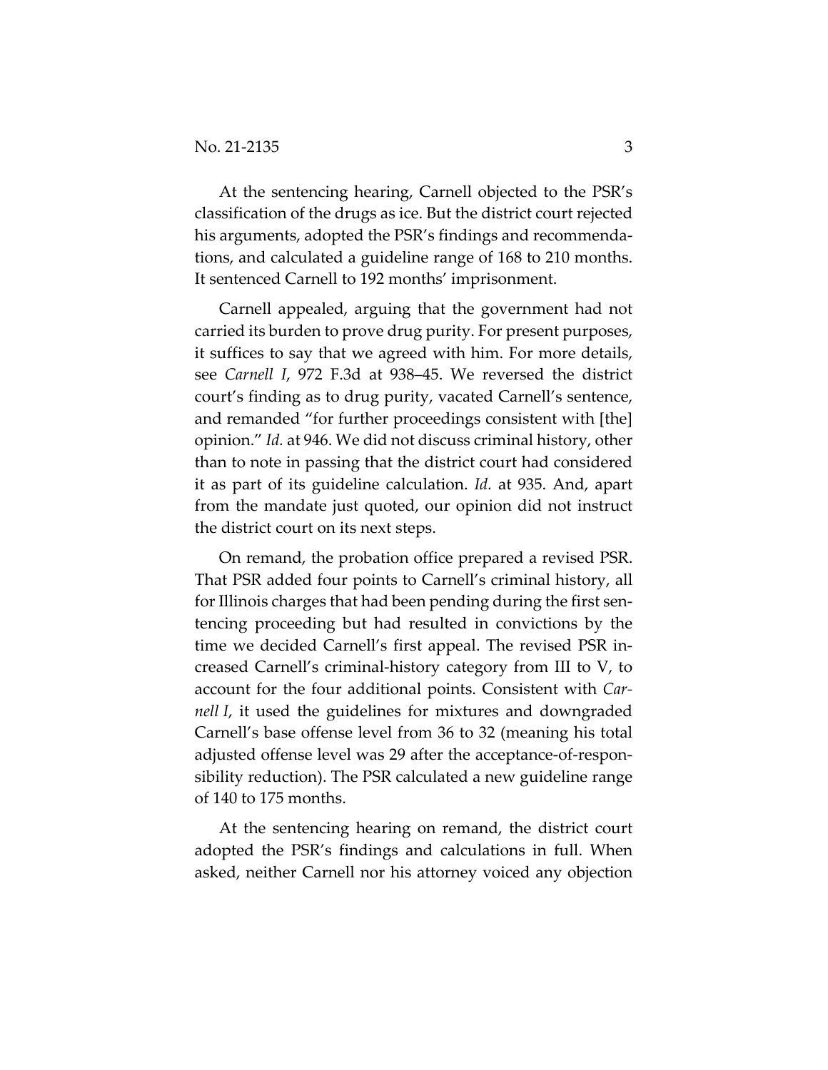At the sentencing hearing, Carnell objected to the PSR's classification of the drugs as ice. But the district court rejected his arguments, adopted the PSR's findings and recommendations, and calculated a guideline range of 168 to 210 months. It sentenced Carnell to 192 months' imprisonment.

Carnell appealed, arguing that the government had not carried its burden to prove drug purity. For present purposes, it suffices to say that we agreed with him. For more details, see *Carnell I*, 972 F.3d at 938–45. We reversed the district court's finding as to drug purity, vacated Carnell's sentence, and remanded "for further proceedings consistent with [the] opinion." *Id.* at 946. We did not discuss criminal history, other than to note in passing that the district court had considered it as part of its guideline calculation. *Id.* at 935. And, apart from the mandate just quoted, our opinion did not instruct the district court on its next steps.

On remand, the probation office prepared a revised PSR. That PSR added four points to Carnell's criminal history, all for Illinois charges that had been pending during the first sentencing proceeding but had resulted in convictions by the time we decided Carnell's first appeal. The revised PSR increased Carnell's criminal-history category from III to V, to account for the four additional points. Consistent with *Carnell I*, it used the guidelines for mixtures and downgraded Carnell's base offense level from 36 to 32 (meaning his total adjusted offense level was 29 after the acceptance-of-responsibility reduction). The PSR calculated a new guideline range of 140 to 175 months.

At the sentencing hearing on remand, the district court adopted the PSR's findings and calculations in full. When asked, neither Carnell nor his attorney voiced any objection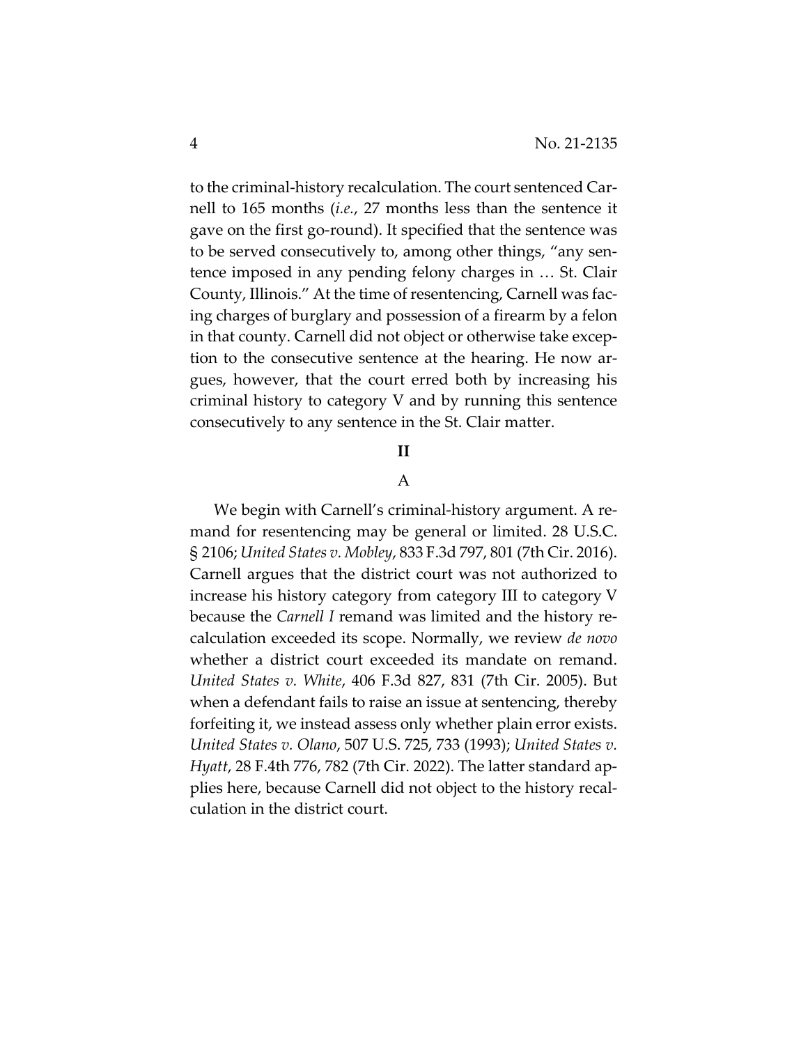to the criminal-history recalculation. The court sentenced Carnell to 165 months (*i.e.*, 27 months less than the sentence it gave on the first go-round). It specified that the sentence was to be served consecutively to, among other things, "any sentence imposed in any pending felony charges in … St. Clair County, Illinois." At the time of resentencing, Carnell was facing charges of burglary and possession of a firearm by a felon in that county. Carnell did not object or otherwise take exception to the consecutive sentence at the hearing. He now argues, however, that the court erred both by increasing his criminal history to category V and by running this sentence consecutively to any sentence in the St. Clair matter.

## II

### A

We begin with Carnell's criminal-history argument. A remand for resentencing may be general or limited. 28 U.S.C. § 2106; *United States v. Mobley*, 833 F.3d 797, 801 (7th Cir. 2016). Carnell argues that the district court was not authorized to increase his history category from category III to category V because the *Carnell I* remand was limited and the history recalculation exceeded its scope. Normally, we review *de novo* whether a district court exceeded its mandate on remand. *United States v. White*, 406 F.3d 827, 831 (7th Cir. 2005). But when a defendant fails to raise an issue at sentencing, thereby forfeiting it, we instead assess only whether plain error exists. *United States v. Olano*, 507 U.S. 725, 733 (1993); *United States v. Hyatt*, 28 F.4th 776, 782 (7th Cir. 2022). The latter standard applies here, because Carnell did not object to the history recalculation in the district court.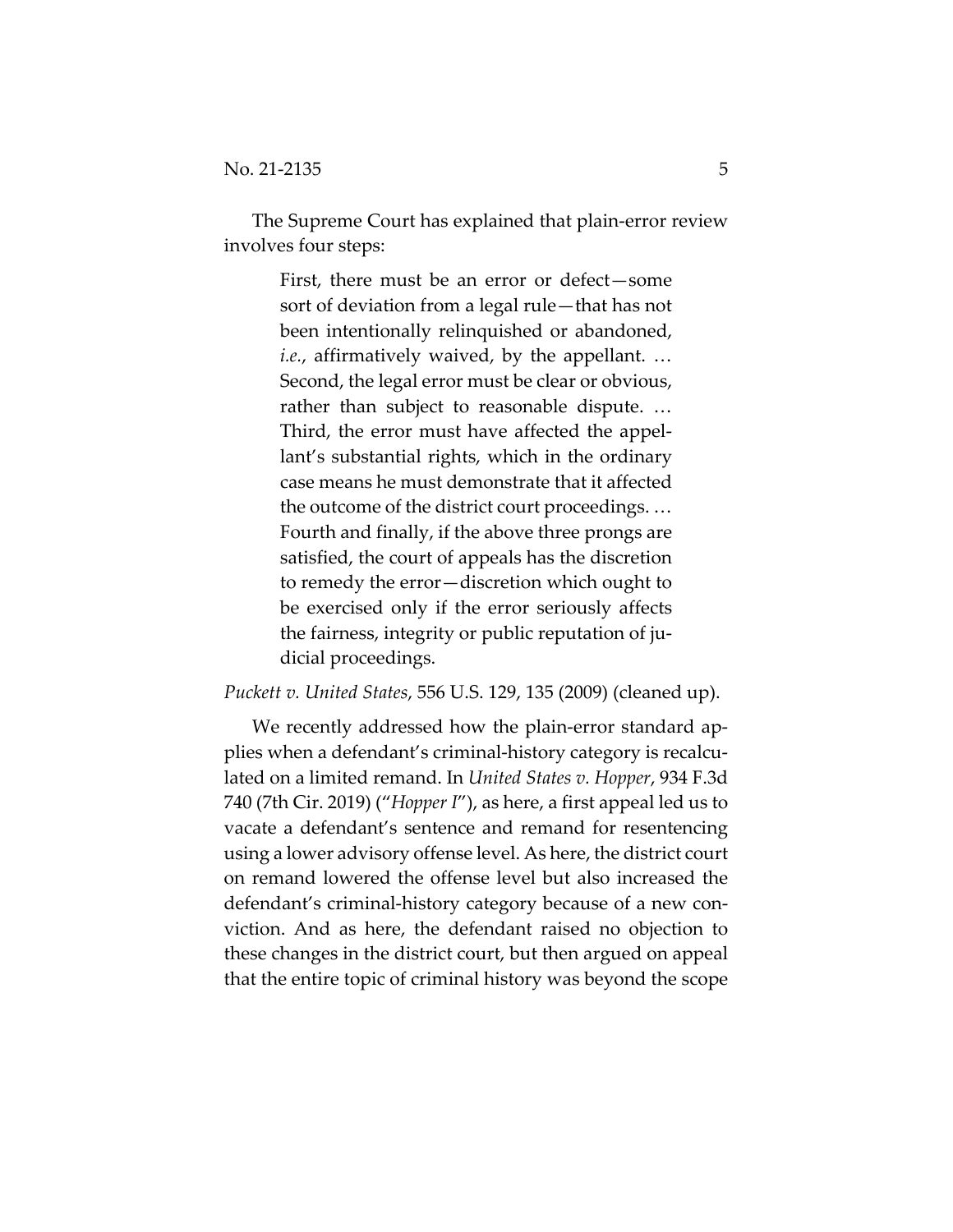The Supreme Court has explained that plain-error review involves four steps:

> First, there must be an error or defect—some sort of deviation from a legal rule—that has not been intentionally relinquished or abandoned, *i.e.*, affirmatively waived, by the appellant. … Second, the legal error must be clear or obvious, rather than subject to reasonable dispute. … Third, the error must have affected the appellant's substantial rights, which in the ordinary case means he must demonstrate that it affected the outcome of the district court proceedings. … Fourth and finally, if the above three prongs are satisfied, the court of appeals has the discretion to remedy the error—discretion which ought to be exercised only if the error seriously affects the fairness, integrity or public reputation of judicial proceedings.

*Puckett v. United States*, 556 U.S. 129, 135 (2009) (cleaned up).

We recently addressed how the plain-error standard applies when a defendant's criminal-history category is recalculated on a limited remand. In *United States v. Hopper*, 934 F.3d 740 (7th Cir. 2019) ("*Hopper I*"), as here, a first appeal led us to vacate a defendant's sentence and remand for resentencing using a lower advisory offense level. As here, the district court on remand lowered the offense level but also increased the defendant's criminal-history category because of a new conviction. And as here, the defendant raised no objection to these changes in the district court, but then argued on appeal that the entire topic of criminal history was beyond the scope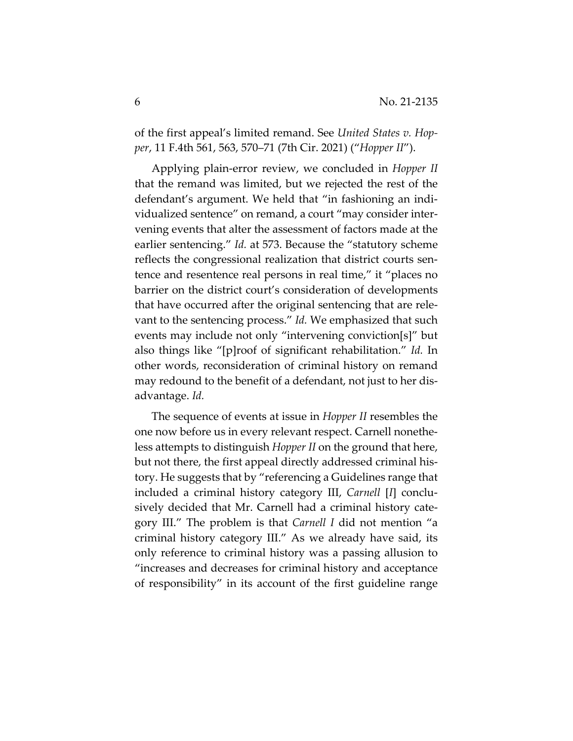of the first appeal's limited remand. See *United States v. Hopper*, 11 F.4th 561, 563, 570–71 (7th Cir. 2021) ("*Hopper II*").

Applying plain-error review, we concluded in *Hopper II* that the remand was limited, but we rejected the rest of the defendant's argument. We held that "in fashioning an individualized sentence" on remand, a court "may consider intervening events that alter the assessment of factors made at the earlier sentencing." *Id.* at 573. Because the "statutory scheme reflects the congressional realization that district courts sentence and resentence real persons in real time," it "places no barrier on the district court's consideration of developments that have occurred after the original sentencing that are relevant to the sentencing process." *Id.* We emphasized that such events may include not only "intervening conviction[s]" but also things like "[p]roof of significant rehabilitation." *Id.* In other words, reconsideration of criminal history on remand may redound to the benefit of a defendant, not just to her disadvantage. *Id.*

The sequence of events at issue in *Hopper II* resembles the one now before us in every relevant respect. Carnell nonetheless attempts to distinguish *Hopper II* on the ground that here, but not there, the first appeal directly addressed criminal history. He suggests that by "referencing a Guidelines range that included a criminal history category III, *Carnell* [*I*] conclusively decided that Mr. Carnell had a criminal history category III." The problem is that *Carnell I* did not mention "a criminal history category III." As we already have said, its only reference to criminal history was a passing allusion to "increases and decreases for criminal history and acceptance of responsibility" in its account of the first guideline range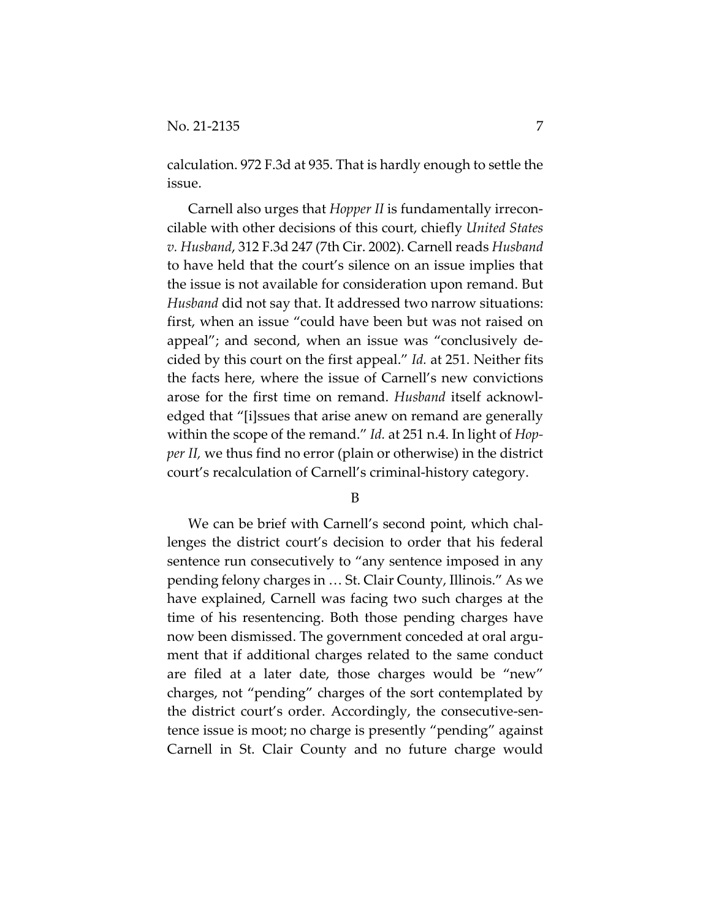calculation. 972 F.3d at 935. That is hardly enough to settle the issue.

Carnell also urges that *Hopper II* is fundamentally irreconcilable with other decisions of this court, chiefly *United States v. Husband*, 312 F.3d 247 (7th Cir. 2002). Carnell reads *Husband* to have held that the court's silence on an issue implies that the issue is not available for consideration upon remand. But *Husband* did not say that. It addressed two narrow situations: first, when an issue "could have been but was not raised on appeal"; and second, when an issue was "conclusively decided by this court on the first appeal." *Id.* at 251. Neither fits the facts here, where the issue of Carnell's new convictions arose for the first time on remand. *Husband* itself acknowledged that "[i]ssues that arise anew on remand are generally within the scope of the remand." *Id.* at 251 n.4. In light of *Hopper II,* we thus find no error (plain or otherwise) in the district court's recalculation of Carnell's criminal-history category.

B

We can be brief with Carnell's second point, which challenges the district court's decision to order that his federal sentence run consecutively to "any sentence imposed in any pending felony charges in … St. Clair County, Illinois." As we have explained, Carnell was facing two such charges at the time of his resentencing. Both those pending charges have now been dismissed. The government conceded at oral argument that if additional charges related to the same conduct are filed at a later date, those charges would be "new" charges, not "pending" charges of the sort contemplated by the district court's order. Accordingly, the consecutive-sentence issue is moot; no charge is presently "pending" against Carnell in St. Clair County and no future charge would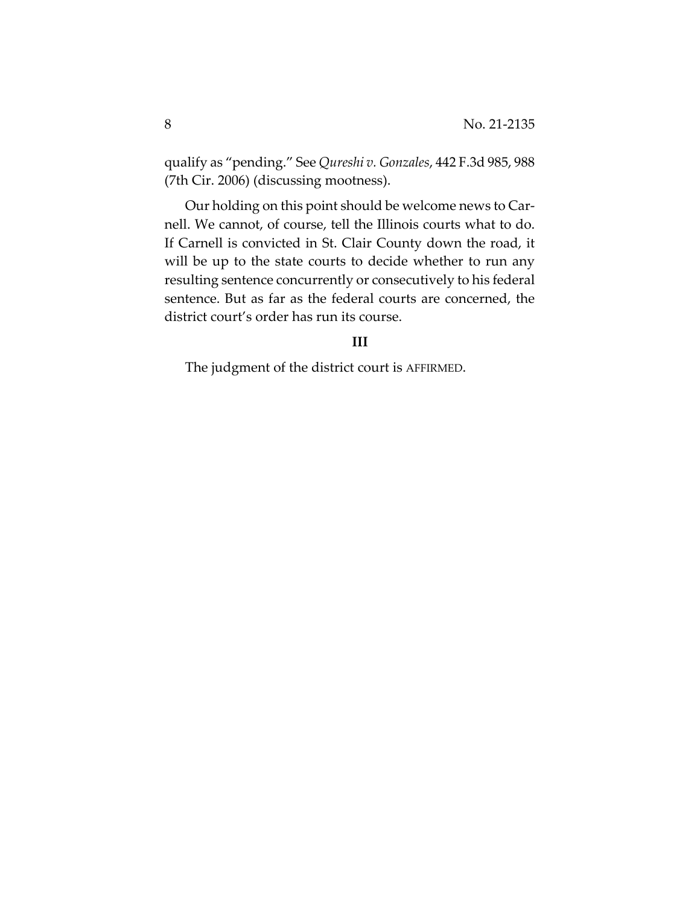qualify as "pending." See *Qureshi v. Gonzales*, 442 F.3d 985, 988 (7th Cir. 2006) (discussing mootness).

Our holding on this point should be welcome news to Carnell. We cannot, of course, tell the Illinois courts what to do. If Carnell is convicted in St. Clair County down the road, it will be up to the state courts to decide whether to run any resulting sentence concurrently or consecutively to his federal sentence. But as far as the federal courts are concerned, the district court's order has run its course.

## III

The judgment of the district court is AFFIRMED.